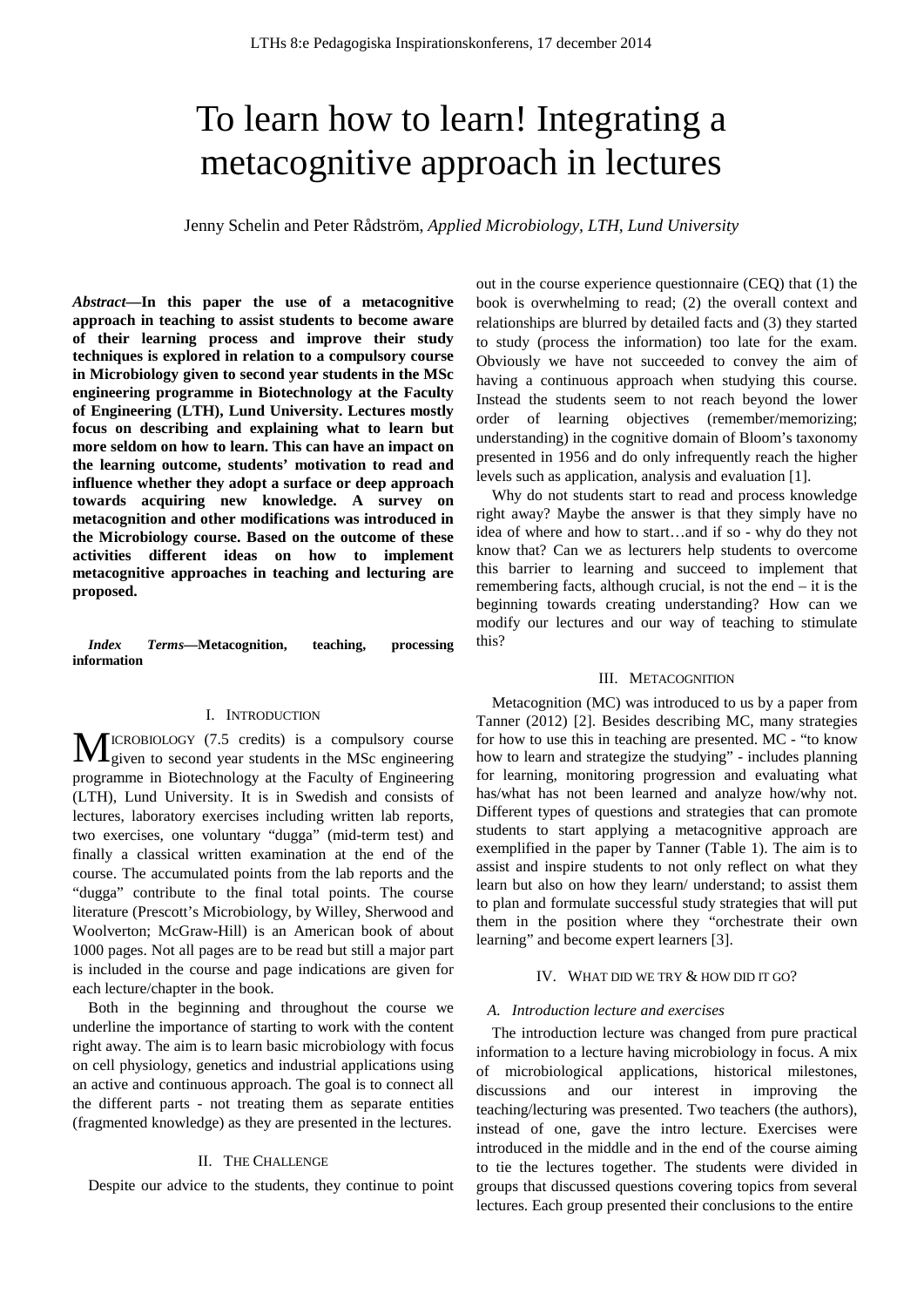# To learn how to learn! Integrating a metacognitive approach in lectures

Jenny Schelin and Peter Rådström, *Applied Microbiology, LTH, Lund University*

***Abstract*—In this paper the use of a metacognitive approach in teaching to assist students to become aware of their learning process and improve their study techniques is explored in relation to a compulsory course in Microbiology given to second year students in the MSc engineering programme in Biotechnology at the Faculty of Engineering (LTH), Lund University. Lectures mostly focus on describing and explaining what to learn but more seldom on how to learn. This can have an impact on the learning outcome, students' motivation to read and influence whether they adopt a surface or deep approach towards acquiring new knowledge. A survey on metacognition and other modifications was introduced in the Microbiology course. Based on the outcome of these activities different ideas on how to implement metacognitive approaches in teaching and lecturing are proposed.**

***Index Terms*—Metacognition, teaching, processing information**

## I. Introduction

MICROBIOLOGY (7.5 credits) is a compulsory course given to second year students in the MSc engineering programme in Biotechnology at the Faculty of Engineering (LTH), Lund University. It is in Swedish and consists of lectures, laboratory exercises including written lab reports, two exercises, one voluntary "dugga" (mid-term test) and finally a classical written examination at the end of the course. The accumulated points from the lab reports and the "dugga" contribute to the final total points. The course literature (Prescott's Microbiology, by Willey, Sherwood and Woolverton; McGraw-Hill) is an American book of about 1000 pages. Not all pages are to be read but still a major part is included in the course and page indications are given for each lecture/chapter in the book.

Both in the beginning and throughout the course we underline the importance of starting to work with the content right away. The aim is to learn basic microbiology with focus on cell physiology, genetics and industrial applications using an active and continuous approach. The goal is to connect all the different parts - not treating them as separate entities (fragmented knowledge) as they are presented in the lectures.

## II. The Challenge

Despite our advice to the students, they continue to point out in the course experience questionnaire (CEQ) that (1) the book is overwhelming to read; (2) the overall context and relationships are blurred by detailed facts and (3) they started to study (process the information) too late for the exam. Obviously we have not succeeded to convey the aim of having a continuous approach when studying this course. Instead the students seem to not reach beyond the lower order of learning objectives (remember/memorizing; understanding) in the cognitive domain of Bloom's taxonomy presented in 1956 and do only infrequently reach the higher levels such as application, analysis and evaluation [1].

Why do not students start to read and process knowledge right away? Maybe the answer is that they simply have no idea of where and how to start…and if so - why do they not know that? Can we as lecturers help students to overcome this barrier to learning and succeed to implement that remembering facts, although crucial, is not the end – it is the beginning towards creating understanding? How can we modify our lectures and our way of teaching to stimulate this?

## III. Metacognition

Metacognition (MC) was introduced to us by a paper from Tanner (2012) [2]. Besides describing MC, many strategies for how to use this in teaching are presented. MC - "to know how to learn and strategize the studying" - includes planning for learning, monitoring progression and evaluating what has/what has not been learned and analyze how/why not. Different types of questions and strategies that can promote students to start applying a metacognitive approach are exemplified in the paper by Tanner (Table 1). The aim is to assist and inspire students to not only reflect on what they learn but also on how they learn/ understand; to assist them to plan and formulate successful study strategies that will put them in the position where they "orchestrate their own learning" and become expert learners [3].

## IV. What did we try & how did it go?

### A. Introduction lecture and exercises

The introduction lecture was changed from pure practical information to a lecture having microbiology in focus. A mix of microbiological applications, historical milestones, discussions and our interest in improving the teaching/lecturing was presented. Two teachers (the authors), instead of one, gave the intro lecture. Exercises were introduced in the middle and in the end of the course aiming to tie the lectures together. The students were divided in groups that discussed questions covering topics from several lectures. Each group presented their conclusions to the entire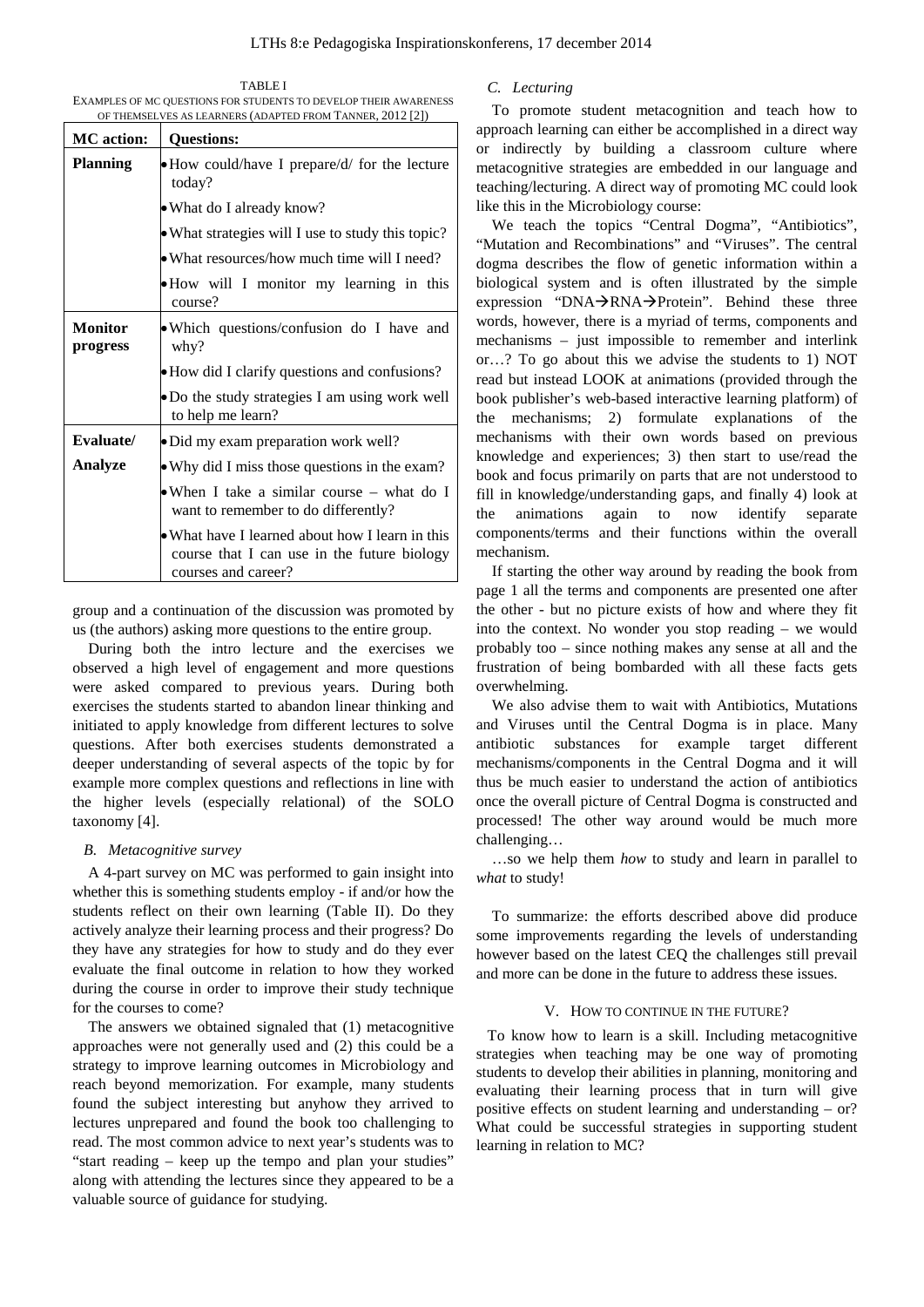TABLE I

EXAMPLES OF MC QUESTIONS FOR STUDENTS TO DEVELOP THEIR AWARENESS OF THEMSELVES AS LEARNERS (ADAPTED FROM TANNER, 2012 [2])

| MC action: | Questions: |
|---|---|
| **Planning** | • How could/have I prepare/d/ for the lecture today? |
| | • What do I already know? |
| | • What strategies will I use to study this topic? |
| | • What resources/how much time will I need? |
| | • How will I monitor my learning in this course? |
| **Monitor progress** | • Which questions/confusion do I have and why? |
| | • How did I clarify questions and confusions? |
| | • Do the study strategies I am using work well to help me learn? |
| **Evaluate/ Analyze** | • Did my exam preparation work well? |
| | • Why did I miss those questions in the exam? |
| | • When I take a similar course – what do I want to remember to do differently? |
| | • What have I learned about how I learn in this course that I can use in the future biology courses and career? |

group and a continuation of the discussion was promoted by us (the authors) asking more questions to the entire group.

During both the intro lecture and the exercises we observed a high level of engagement and more questions were asked compared to previous years. During both exercises the students started to abandon linear thinking and initiated to apply knowledge from different lectures to solve questions. After both exercises students demonstrated a deeper understanding of several aspects of the topic by for example more complex questions and reflections in line with the higher levels (especially relational) of the SOLO taxonomy [4].

### *B. Metacognitive survey*

A 4-part survey on MC was performed to gain insight into whether this is something students employ - if and/or how the students reflect on their own learning (Table II). Do they actively analyze their learning process and their progress? Do they have any strategies for how to study and do they ever evaluate the final outcome in relation to how they worked during the course in order to improve their study technique for the courses to come?

The answers we obtained signaled that (1) metacognitive approaches were not generally used and (2) this could be a strategy to improve learning outcomes in Microbiology and reach beyond memorization. For example, many students found the subject interesting but anyhow they arrived to lectures unprepared and found the book too challenging to read. The most common advice to next year's students was to "start reading – keep up the tempo and plan your studies" along with attending the lectures since they appeared to be a valuable source of guidance for studying.

### *C. Lecturing*

To promote student metacognition and teach how to approach learning can either be accomplished in a direct way or indirectly by building a classroom culture where metacognitive strategies are embedded in our language and teaching/lecturing. A direct way of promoting MC could look like this in the Microbiology course:

We teach the topics "Central Dogma", "Antibiotics", "Mutation and Recombinations" and "Viruses". The central dogma describes the flow of genetic information within a biological system and is often illustrated by the simple expression "DNA→RNA→Protein". Behind these three words, however, there is a myriad of terms, components and mechanisms – just impossible to remember and interlink or…? To go about this we advise the students to 1) NOT read but instead LOOK at animations (provided through the book publisher's web-based interactive learning platform) of the mechanisms; 2) formulate explanations of the mechanisms with their own words based on previous knowledge and experiences; 3) then start to use/read the book and focus primarily on parts that are not understood to fill in knowledge/understanding gaps, and finally 4) look at the animations again to now identify separate components/terms and their functions within the overall mechanism.

If starting the other way around by reading the book from page 1 all the terms and components are presented one after the other - but no picture exists of how and where they fit into the context. No wonder you stop reading – we would probably too – since nothing makes any sense at all and the frustration of being bombarded with all these facts gets overwhelming.

We also advise them to wait with Antibiotics, Mutations and Viruses until the Central Dogma is in place. Many antibiotic substances for example target different mechanisms/components in the Central Dogma and it will thus be much easier to understand the action of antibiotics once the overall picture of Central Dogma is constructed and processed! The other way around would be much more challenging…

…so we help them *how* to study and learn in parallel to *what* to study!

To summarize: the efforts described above did produce some improvements regarding the levels of understanding however based on the latest CEQ the challenges still prevail and more can be done in the future to address these issues.

## V. HOW TO CONTINUE IN THE FUTURE?

To know how to learn is a skill. Including metacognitive strategies when teaching may be one way of promoting students to develop their abilities in planning, monitoring and evaluating their learning process that in turn will give positive effects on student learning and understanding – or? What could be successful strategies in supporting student learning in relation to MC?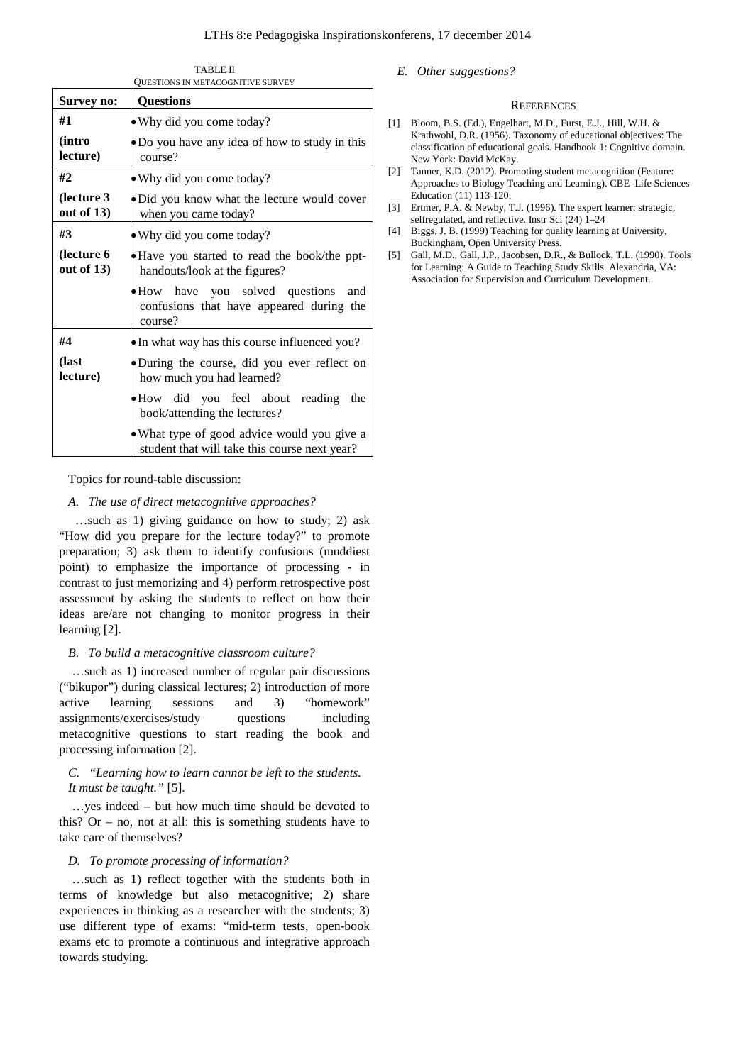TABLE II

QUESTIONS IN METACOGNITIVE SURVEY

| Survey no: | Questions |
|---|---|
| **#1** **(intro lecture)** | • Why did you come today? • Do you have any idea of how to study in this course? |
| **#2** **(lecture 3 out of 13)** | • Why did you come today? • Did you know what the lecture would cover when you came today? |
| **#3** **(lecture 6 out of 13)** | • Why did you come today? • Have you started to read the book/the ppt-handouts/look at the figures? • How have you solved questions and confusions that have appeared during the course? |
| **#4** **(last lecture)** | • In what way has this course influenced you? • During the course, did you ever reflect on how much you had learned? • How did you feel about reading the book/attending the lectures? • What type of good advice would you give a student that will take this course next year? |

Topics for round-table discussion:

*A. The use of direct metacognitive approaches?*

…such as 1) giving guidance on how to study; 2) ask "How did you prepare for the lecture today?" to promote preparation; 3) ask them to identify confusions (muddiest point) to emphasize the importance of processing - in contrast to just memorizing and 4) perform retrospective post assessment by asking the students to reflect on how their ideas are/are not changing to monitor progress in their learning [2].

*B. To build a metacognitive classroom culture?*

…such as 1) increased number of regular pair discussions ("bikupor") during classical lectures; 2) introduction of more active learning sessions and 3) "homework" assignments/exercises/study questions including metacognitive questions to start reading the book and processing information [2].

*C. "Learning how to learn cannot be left to the students. It must be taught."* [5].

…yes indeed – but how much time should be devoted to this? Or – no, not at all: this is something students have to take care of themselves?

*D. To promote processing of information?*

…such as 1) reflect together with the students both in terms of knowledge but also metacognitive; 2) share experiences in thinking as a researcher with the students; 3) use different type of exams: "mid-term tests, open-book exams etc to promote a continuous and integrative approach towards studying.

*E. Other suggestions?*

REFERENCES

[1] Bloom, B.S. (Ed.), Engelhart, M.D., Furst, E.J., Hill, W.H. & Krathwohl, D.R. (1956). Taxonomy of educational objectives: The classification of educational goals. Handbook 1: Cognitive domain. New York: David McKay.

[2] Tanner, K.D. (2012). Promoting student metacognition (Feature: Approaches to Biology Teaching and Learning). CBE–Life Sciences Education (11) 113-120.

[3] Ertmer, P.A. & Newby, T.J. (1996). The expert learner: strategic, selfregulated, and reflective. Instr Sci (24) 1–24

[4] Biggs, J. B. (1999) Teaching for quality learning at University, Buckingham, Open University Press.

[5] Gall, M.D., Gall, J.P., Jacobsen, D.R., & Bullock, T.L. (1990). Tools for Learning: A Guide to Teaching Study Skills. Alexandria, VA: Association for Supervision and Curriculum Development.